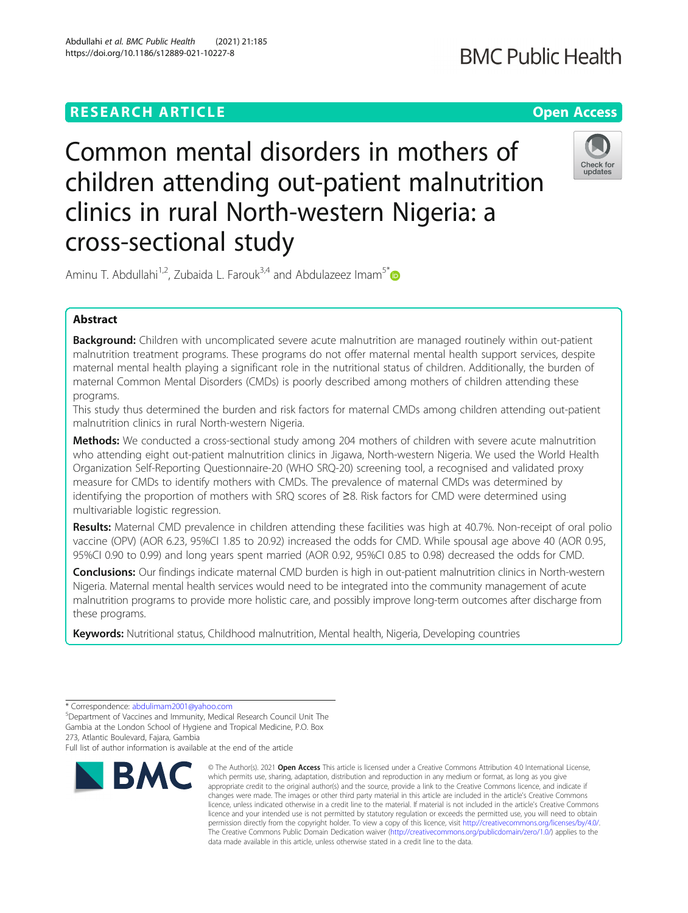RESEARCH ARTICLE

Open Access

# Common mental disorders in mothers of children attending out-patient malnutrition clinics in rural North-western Nigeria: a cross-sectional study

Aminu T. Abdullahi[1,2], Zubaida L. Farouk[3,4] and Abdulazeez Imam[5*]

## Abstract

**Background:** Children with uncomplicated severe acute malnutrition are managed routinely within out-patient malnutrition treatment programs. These programs do not offer maternal mental health support services, despite maternal mental health playing a significant role in the nutritional status of children. Additionally, the burden of maternal Common Mental Disorders (CMDs) is poorly described among mothers of children attending these programs.

This study thus determined the burden and risk factors for maternal CMDs among children attending out-patient malnutrition clinics in rural North-western Nigeria.

**Methods:** We conducted a cross-sectional study among 204 mothers of children with severe acute malnutrition who attending eight out-patient malnutrition clinics in Jigawa, North-western Nigeria. We used the World Health Organization Self-Reporting Questionnaire-20 (WHO SRQ-20) screening tool, a recognised and validated proxy measure for CMDs to identify mothers with CMDs. The prevalence of maternal CMDs was determined by identifying the proportion of mothers with SRQ scores of ≥8. Risk factors for CMD were determined using multivariable logistic regression.

**Results:** Maternal CMD prevalence in children attending these facilities was high at 40.7%. Non-receipt of oral polio vaccine (OPV) (AOR 6.23, 95%CI 1.85 to 20.92) increased the odds for CMD. While spousal age above 40 (AOR 0.95, 95%CI 0.90 to 0.99) and long years spent married (AOR 0.92, 95%CI 0.85 to 0.98) decreased the odds for CMD.

**Conclusions:** Our findings indicate maternal CMD burden is high in out-patient malnutrition clinics in North-western Nigeria. Maternal mental health services would need to be integrated into the community management of acute malnutrition programs to provide more holistic care, and possibly improve long-term outcomes after discharge from these programs.

**Keywords:** Nutritional status, Childhood malnutrition, Mental health, Nigeria, Developing countries

\* Correspondence: abdulimam2001@yahoo.com

[5]Department of Vaccines and Immunity, Medical Research Council Unit The Gambia at the London School of Hygiene and Tropical Medicine, P.O. Box 273, Atlantic Boulevard, Fajara, Gambia

Full list of author information is available at the end of the article

© The Author(s). 2021 **Open Access** This article is licensed under a Creative Commons Attribution 4.0 International License, which permits use, sharing, adaptation, distribution and reproduction in any medium or format, as long as you give appropriate credit to the original author(s) and the source, provide a link to the Creative Commons licence, and indicate if changes were made. The images or other third party material in this article are included in the article's Creative Commons licence, unless indicated otherwise in a credit line to the material. If material is not included in the article's Creative Commons licence and your intended use is not permitted by statutory regulation or exceeds the permitted use, you will need to obtain permission directly from the copyright holder. To view a copy of this licence, visit http://creativecommons.org/licenses/by/4.0/. The Creative Commons Public Domain Dedication waiver (http://creativecommons.org/publicdomain/zero/1.0/) applies to the data made available in this article, unless otherwise stated in a credit line to the data.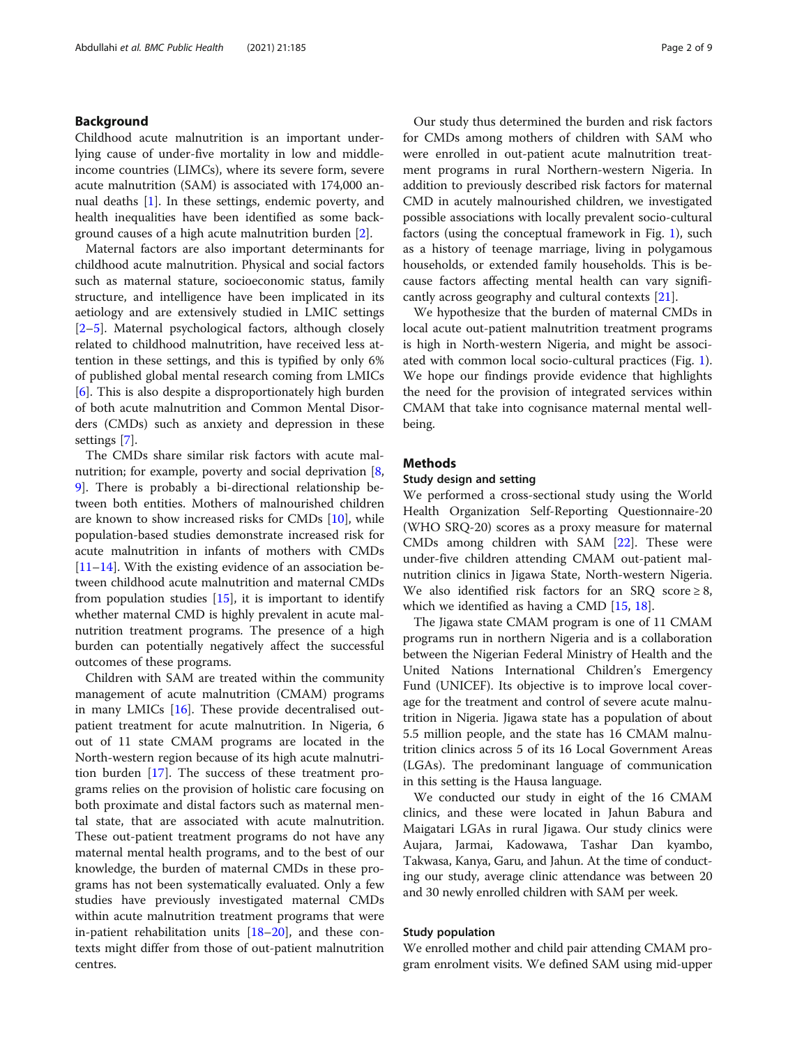## Background

Childhood acute malnutrition is an important underlying cause of under-five mortality in low and middle-income countries (LIMCs), where its severe form, severe acute malnutrition (SAM) is associated with 174,000 annual deaths [1]. In these settings, endemic poverty, and health inequalities have been identified as some background causes of a high acute malnutrition burden [2].

Maternal factors are also important determinants for childhood acute malnutrition. Physical and social factors such as maternal stature, socioeconomic status, family structure, and intelligence have been implicated in its aetiology and are extensively studied in LMIC settings [2–5]. Maternal psychological factors, although closely related to childhood malnutrition, have received less attention in these settings, and this is typified by only 6% of published global mental research coming from LMICs [6]. This is also despite a disproportionately high burden of both acute malnutrition and Common Mental Disorders (CMDs) such as anxiety and depression in these settings [7].

The CMDs share similar risk factors with acute malnutrition; for example, poverty and social deprivation [8, 9]. There is probably a bi-directional relationship between both entities. Mothers of malnourished children are known to show increased risks for CMDs [10], while population-based studies demonstrate increased risk for acute malnutrition in infants of mothers with CMDs [11–14]. With the existing evidence of an association between childhood acute malnutrition and maternal CMDs from population studies [15], it is important to identify whether maternal CMD is highly prevalent in acute malnutrition treatment programs. The presence of a high burden can potentially negatively affect the successful outcomes of these programs.

Children with SAM are treated within the community management of acute malnutrition (CMAM) programs in many LMICs [16]. These provide decentralised outpatient treatment for acute malnutrition. In Nigeria, 6 out of 11 state CMAM programs are located in the North-western region because of its high acute malnutrition burden [17]. The success of these treatment programs relies on the provision of holistic care focusing on both proximate and distal factors such as maternal mental state, that are associated with acute malnutrition. These out-patient treatment programs do not have any maternal mental health programs, and to the best of our knowledge, the burden of maternal CMDs in these programs has not been systematically evaluated. Only a few studies have previously investigated maternal CMDs within acute malnutrition treatment programs that were in-patient rehabilitation units [18–20], and these contexts might differ from those of out-patient malnutrition centres.

Our study thus determined the burden and risk factors for CMDs among mothers of children with SAM who were enrolled in out-patient acute malnutrition treatment programs in rural Northern-western Nigeria. In addition to previously described risk factors for maternal CMD in acutely malnourished children, we investigated possible associations with locally prevalent socio-cultural factors (using the conceptual framework in Fig. 1), such as a history of teenage marriage, living in polygamous households, or extended family households. This is because factors affecting mental health can vary significantly across geography and cultural contexts [21].

We hypothesize that the burden of maternal CMDs in local acute out-patient malnutrition treatment programs is high in North-western Nigeria, and might be associated with common local socio-cultural practices (Fig. 1). We hope our findings provide evidence that highlights the need for the provision of integrated services within CMAM that take into cognisance maternal mental wellbeing.

## Methods

### Study design and setting

We performed a cross-sectional study using the World Health Organization Self-Reporting Questionnaire-20 (WHO SRQ-20) scores as a proxy measure for maternal CMDs among children with SAM [22]. These were under-five children attending CMAM out-patient malnutrition clinics in Jigawa State, North-western Nigeria. We also identified risk factors for an SRQ score $\geq 8$, which we identified as having a CMD [15, 18].

The Jigawa state CMAM program is one of 11 CMAM programs run in northern Nigeria and is a collaboration between the Nigerian Federal Ministry of Health and the United Nations International Children's Emergency Fund (UNICEF). Its objective is to improve local coverage for the treatment and control of severe acute malnutrition in Nigeria. Jigawa state has a population of about 5.5 million people, and the state has 16 CMAM malnutrition clinics across 5 of its 16 Local Government Areas (LGAs). The predominant language of communication in this setting is the Hausa language.

We conducted our study in eight of the 16 CMAM clinics, and these were located in Jahun Babura and Maigatari LGAs in rural Jigawa. Our study clinics were Aujara, Jarmai, Kadowawa, Tashar Dan kyambo, Takwasa, Kanya, Garu, and Jahun. At the time of conducting our study, average clinic attendance was between 20 and 30 newly enrolled children with SAM per week.

### Study population

We enrolled mother and child pair attending CMAM program enrolment visits. We defined SAM using mid-upper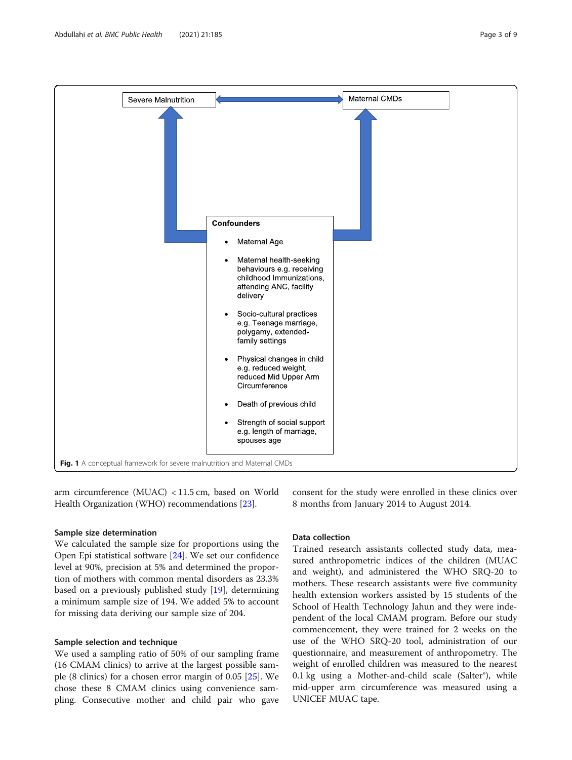Severe Malnutrition

Maternal CMDs

**Confounders**

- Maternal Age
- Maternal health-seeking behaviours e.g. receiving childhood Immunizations, attending ANC, facility delivery
- Socio-cultural practices e.g. Teenage marriage, polygamy, extended-family settings
- Physical changes in child e.g. reduced weight, reduced Mid Upper Arm Circumference
- Death of previous child
- Strength of social support e.g. length of marriage, spouses age

**Fig. 1** A conceptual framework for severe malnutrition and Maternal CMDs

arm circumference (MUAC) < 11.5 cm, based on World Health Organization (WHO) recommendations [23].

### Sample size determination

We calculated the sample size for proportions using the Open Epi statistical software [24]. We set our confidence level at 90%, precision at 5% and determined the proportion of mothers with common mental disorders as 23.3% based on a previously published study [19], determining a minimum sample size of 194. We added 5% to account for missing data deriving our sample size of 204.

### Sample selection and technique

We used a sampling ratio of 50% of our sampling frame (16 CMAM clinics) to arrive at the largest possible sample (8 clinics) for a chosen error margin of 0.05 [25]. We chose these 8 CMAM clinics using convenience sampling. Consecutive mother and child pair who gave consent for the study were enrolled in these clinics over 8 months from January 2014 to August 2014.

### Data collection

Trained research assistants collected study data, measured anthropometric indices of the children (MUAC and weight), and administered the WHO SRQ-20 to mothers. These research assistants were five community health extension workers assisted by 15 students of the School of Health Technology Jahun and they were independent of the local CMAM program. Before our study commencement, they were trained for 2 weeks on the use of the WHO SRQ-20 tool, administration of our questionnaire, and measurement of anthropometry. The weight of enrolled children was measured to the nearest 0.1 kg using a Mother-and-child scale (Salter®), while mid-upper arm circumference was measured using a UNICEF MUAC tape.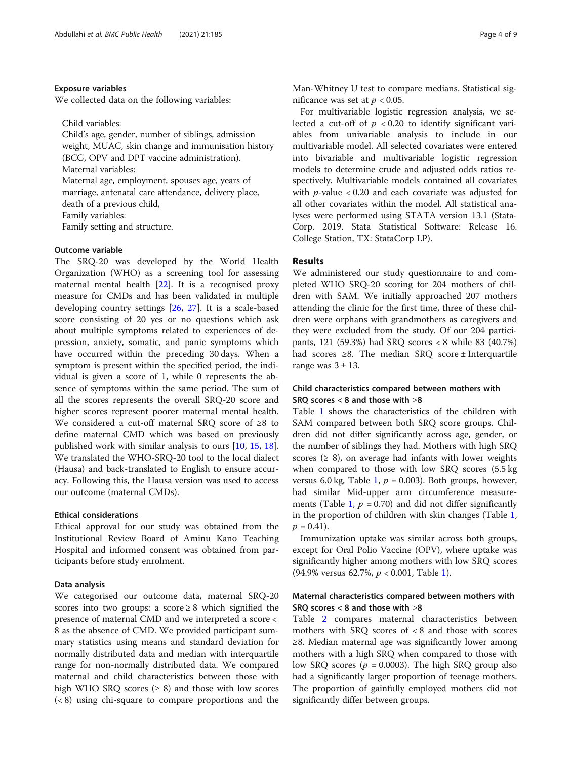### Exposure variables

We collected data on the following variables:

Child variables:
Child's age, gender, number of siblings, admission weight, MUAC, skin change and immunisation history (BCG, OPV and DPT vaccine administration).
Maternal variables:
Maternal age, employment, spouses age, years of marriage, antenatal care attendance, delivery place, death of a previous child,
Family variables:
Family setting and structure.

### Outcome variable

The SRQ-20 was developed by the World Health Organization (WHO) as a screening tool for assessing maternal mental health [22]. It is a recognised proxy measure for CMDs and has been validated in multiple developing country settings [26, 27]. It is a scale-based score consisting of 20 yes or no questions which ask about multiple symptoms related to experiences of depression, anxiety, somatic, and panic symptoms which have occurred within the preceding 30 days. When a symptom is present within the specified period, the individual is given a score of 1, while 0 represents the absence of symptoms within the same period. The sum of all the scores represents the overall SRQ-20 score and higher scores represent poorer maternal mental health. We considered a cut-off maternal SRQ score of ≥8 to define maternal CMD which was based on previously published work with similar analysis to ours [10, 15, 18]. We translated the WHO-SRQ-20 tool to the local dialect (Hausa) and back-translated to English to ensure accuracy. Following this, the Hausa version was used to access our outcome (maternal CMDs).

### Ethical considerations

Ethical approval for our study was obtained from the Institutional Review Board of Aminu Kano Teaching Hospital and informed consent was obtained from participants before study enrolment.

### Data analysis

We categorised our outcome data, maternal SRQ-20 scores into two groups: a score ≥ 8 which signified the presence of maternal CMD and we interpreted a score < 8 as the absence of CMD. We provided participant summary statistics using means and standard deviation for normally distributed data and median with interquartile range for non-normally distributed data. We compared maternal and child characteristics between those with high WHO SRQ scores (≥ 8) and those with low scores (< 8) using chi-square to compare proportions and the Man-Whitney U test to compare medians. Statistical significance was set at $p < 0.05$.

For multivariable logistic regression analysis, we selected a cut-off of $p < 0.20$ to identify significant variables from univariable analysis to include in our multivariable model. All selected covariates were entered into bivariable and multivariable logistic regression models to determine crude and adjusted odds ratios respectively. Multivariable models contained all covariates with $p$-value $< 0.20$ and each covariate was adjusted for all other covariates within the model. All statistical analyses were performed using STATA version 13.1 (StataCorp. 2019. Stata Statistical Software: Release 16. College Station, TX: StataCorp LP).

## Results

We administered our study questionnaire to and completed WHO SRQ-20 scoring for 204 mothers of children with SAM. We initially approached 207 mothers attending the clinic for the first time, three of these children were orphans with grandmothers as caregivers and they were excluded from the study. Of our 204 participants, 121 (59.3%) had SRQ scores < 8 while 83 (40.7%) had scores ≥8. The median SRQ score ± Interquartile range was 3 ± 13.

### Child characteristics compared between mothers with SRQ scores < 8 and those with ≥8

Table 1 shows the characteristics of the children with SAM compared between both SRQ score groups. Children did not differ significantly across age, gender, or the number of siblings they had. Mothers with high SRQ scores (≥ 8), on average had infants with lower weights when compared to those with low SRQ scores (5.5 kg versus 6.0 kg, Table 1, $p = 0.003$). Both groups, however, had similar Mid-upper arm circumference measurements (Table 1, $p = 0.70$) and did not differ significantly in the proportion of children with skin changes (Table 1, $p = 0.41$).

Immunization uptake was similar across both groups, except for Oral Polio Vaccine (OPV), where uptake was significantly higher among mothers with low SRQ scores (94.9% versus 62.7%, $p < 0.001$, Table 1).

### Maternal characteristics compared between mothers with SRQ scores < 8 and those with ≥8

Table 2 compares maternal characteristics between mothers with SRQ scores of < 8 and those with scores ≥8. Median maternal age was significantly lower among mothers with a high SRQ when compared to those with low SRQ scores ($p = 0.0003$). The high SRQ group also had a significantly larger proportion of teenage mothers. The proportion of gainfully employed mothers did not significantly differ between groups.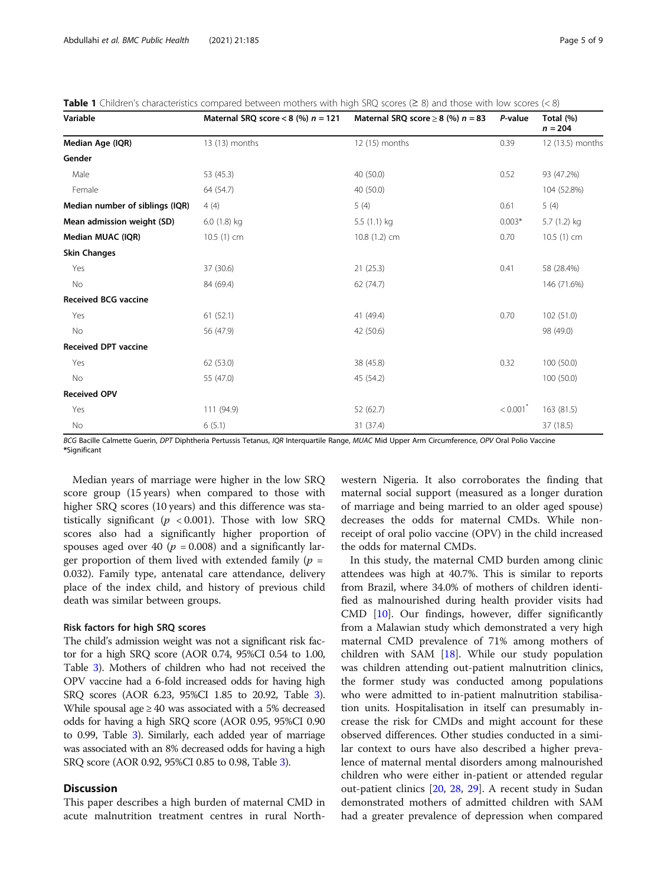**Table 1** Children's characteristics compared between mothers with high SRQ scores (≥ 8) and those with low scores (< 8)

| Variable | Maternal SRQ score < 8 (%) $n = 121$ | Maternal SRQ score ≥ 8 (%) $n = 83$ | *P*-value | Total (%) $n = 204$ |
|---|---|---|---|---|
| **Median Age (IQR)** | 13 (13) months | 12 (15) months | 0.39 | 12 (13.5) months |
| **Gender** | | | | |
| Male | 53 (45.3) | 40 (50.0) | 0.52 | 93 (47.2%) |
| Female | 64 (54.7) | 40 (50.0) | | 104 (52.8%) |
| **Median number of siblings (IQR)** | 4 (4) | 5 (4) | 0.61 | 5 (4) |
| **Mean admission weight (SD)** | 6.0 (1.8) kg | 5.5 (1.1) kg | 0.003* | 5.7 (1.2) kg |
| **Median MUAC (IQR)** | 10.5 (1) cm | 10.8 (1.2) cm | 0.70 | 10.5 (1) cm |
| **Skin Changes** | | | | |
| Yes | 37 (30.6) | 21 (25.3) | 0.41 | 58 (28.4%) |
| No | 84 (69.4) | 62 (74.7) | | 146 (71.6%) |
| **Received BCG vaccine** | | | | |
| Yes | 61 (52.1) | 41 (49.4) | 0.70 | 102 (51.0) |
| No | 56 (47.9) | 42 (50.6) | | 98 (49.0) |
| **Received DPT vaccine** | | | | |
| Yes | 62 (53.0) | 38 (45.8) | 0.32 | 100 (50.0) |
| No | 55 (47.0) | 45 (54.2) | | 100 (50.0) |
| **Received OPV** | | | | |
| Yes | 111 (94.9) | 52 (62.7) | < 0.001* | 163 (81.5) |
| No | 6 (5.1) | 31 (37.4) | | 37 (18.5) |

*BCG* Bacille Calmette Guerin, *DPT* Diphtheria Pertussis Tetanus, *IQR* Interquartile Range, *MUAC* Mid Upper Arm Circumference, *OPV* Oral Polio Vaccine
*Significant

Median years of marriage were higher in the low SRQ score group (15 years) when compared to those with higher SRQ scores (10 years) and this difference was statistically significant ($p < 0.001$). Those with low SRQ scores also had a significantly higher proportion of spouses aged over 40 ($p = 0.008$) and a significantly larger proportion of them lived with extended family ($p = 0.032$). Family type, antenatal care attendance, delivery place of the index child, and history of previous child death was similar between groups.

### Risk factors for high SRQ scores

The child's admission weight was not a significant risk factor for a high SRQ score (AOR 0.74, 95%CI 0.54 to 1.00, Table 3). Mothers of children who had not received the OPV vaccine had a 6-fold increased odds for having high SRQ scores (AOR 6.23, 95%CI 1.85 to 20.92, Table 3). While spousal age ≥ 40 was associated with a 5% decreased odds for having a high SRQ score (AOR 0.95, 95%CI 0.90 to 0.99, Table 3). Similarly, each added year of marriage was associated with an 8% decreased odds for having a high SRQ score (AOR 0.92, 95%CI 0.85 to 0.98, Table 3).

## Discussion

This paper describes a high burden of maternal CMD in acute malnutrition treatment centres in rural North-western Nigeria. It also corroborates the finding that maternal social support (measured as a longer duration of marriage and being married to an older aged spouse) decreases the odds for maternal CMDs. While non-receipt of oral polio vaccine (OPV) in the child increased the odds for maternal CMDs.

In this study, the maternal CMD burden among clinic attendees was high at 40.7%. This is similar to reports from Brazil, where 34.0% of mothers of children identified as malnourished during health provider visits had CMD [10]. Our findings, however, differ significantly from a Malawian study which demonstrated a very high maternal CMD prevalence of 71% among mothers of children with SAM [18]. While our study population was children attending out-patient malnutrition clinics, the former study was conducted among populations who were admitted to in-patient malnutrition stabilisation units. Hospitalisation in itself can presumably increase the risk for CMDs and might account for these observed differences. Other studies conducted in a similar context to ours have also described a higher prevalence of maternal mental disorders among malnourished children who were either in-patient or attended regular out-patient clinics [20, 28, 29]. A recent study in Sudan demonstrated mothers of admitted children with SAM had a greater prevalence of depression when compared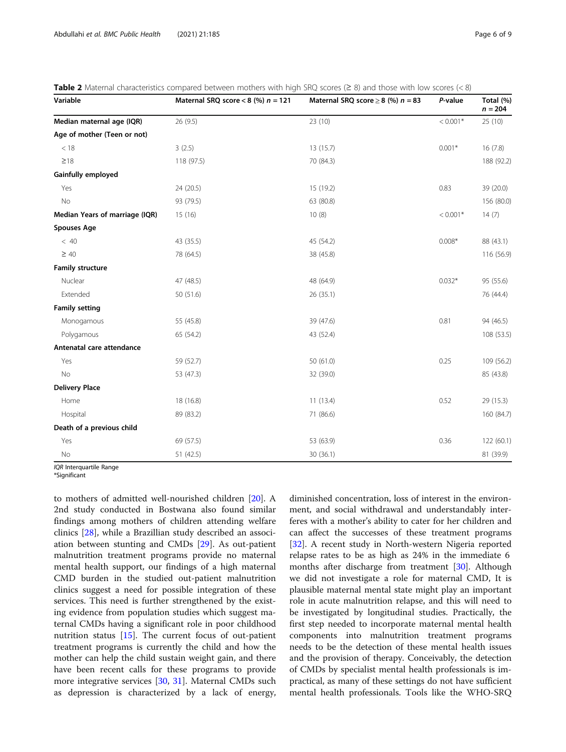**Table 2** Maternal characteristics compared between mothers with high SRQ scores (≥ 8) and those with low scores (< 8)

| Variable | Maternal SRQ score < 8 (%) n = 121 | Maternal SRQ score ≥ 8 (%) n = 83 | P-value | Total (%) n = 204 |
|---|---|---|---|---|
| **Median maternal age (IQR)** | 26 (9.5) | 23 (10) | < 0.001* | 25 (10) |
| **Age of mother (Teen or not)** | | | | |
| < 18 | 3 (2.5) | 13 (15.7) | 0.001* | 16 (7.8) |
| ≥18 | 118 (97.5) | 70 (84.3) | | 188 (92.2) |
| **Gainfully employed** | | | | |
| Yes | 24 (20.5) | 15 (19.2) | 0.83 | 39 (20.0) |
| No | 93 (79.5) | 63 (80.8) | | 156 (80.0) |
| **Median Years of marriage (IQR)** | 15 (16) | 10 (8) | < 0.001* | 14 (7) |
| **Spouses Age** | | | | |
| < 40 | 43 (35.5) | 45 (54.2) | 0.008* | 88 (43.1) |
| ≥ 40 | 78 (64.5) | 38 (45.8) | | 116 (56.9) |
| **Family structure** | | | | |
| Nuclear | 47 (48.5) | 48 (64.9) | 0.032* | 95 (55.6) |
| Extended | 50 (51.6) | 26 (35.1) | | 76 (44.4) |
| **Family setting** | | | | |
| Monogamous | 55 (45.8) | 39 (47.6) | 0.81 | 94 (46.5) |
| Polygamous | 65 (54.2) | 43 (52.4) | | 108 (53.5) |
| **Antenatal care attendance** | | | | |
| Yes | 59 (52.7) | 50 (61.0) | 0.25 | 109 (56.2) |
| No | 53 (47.3) | 32 (39.0) | | 85 (43.8) |
| **Delivery Place** | | | | |
| Home | 18 (16.8) | 11 (13.4) | 0.52 | 29 (15.3) |
| Hospital | 89 (83.2) | 71 (86.6) | | 160 (84.7) |
| **Death of a previous child** | | | | |
| Yes | 69 (57.5) | 53 (63.9) | 0.36 | 122 (60.1) |
| No | 51 (42.5) | 30 (36.1) | | 81 (39.9) |

*IQR* Interquartile Range
*Significant

to mothers of admitted well-nourished children [20]. A 2nd study conducted in Bostwana also found similar findings among mothers of children attending welfare clinics [28], while a Brazillian study described an association between stunting and CMDs [29]. As out-patient malnutrition treatment programs provide no maternal mental health support, our findings of a high maternal CMD burden in the studied out-patient malnutrition clinics suggest a need for possible integration of these services. This need is further strengthened by the existing evidence from population studies which suggest maternal CMDs having a significant role in poor childhood nutrition status [15]. The current focus of out-patient treatment programs is currently the child and how the mother can help the child sustain weight gain, and there have been recent calls for these programs to provide more integrative services [30, 31]. Maternal CMDs such as depression is characterized by a lack of energy, diminished concentration, loss of interest in the environment, and social withdrawal and understandably interferes with a mother's ability to cater for her children and can affect the successes of these treatment programs [32]. A recent study in North-western Nigeria reported relapse rates to be as high as 24% in the immediate 6 months after discharge from treatment [30]. Although we did not investigate a role for maternal CMD, It is plausible maternal mental state might play an important role in acute malnutrition relapse, and this will need to be investigated by longitudinal studies. Practically, the first step needed to incorporate maternal mental health components into malnutrition treatment programs needs to be the detection of these mental health issues and the provision of therapy. Conceivably, the detection of CMDs by specialist mental health professionals is impractical, as many of these settings do not have sufficient mental health professionals. Tools like the WHO-SRQ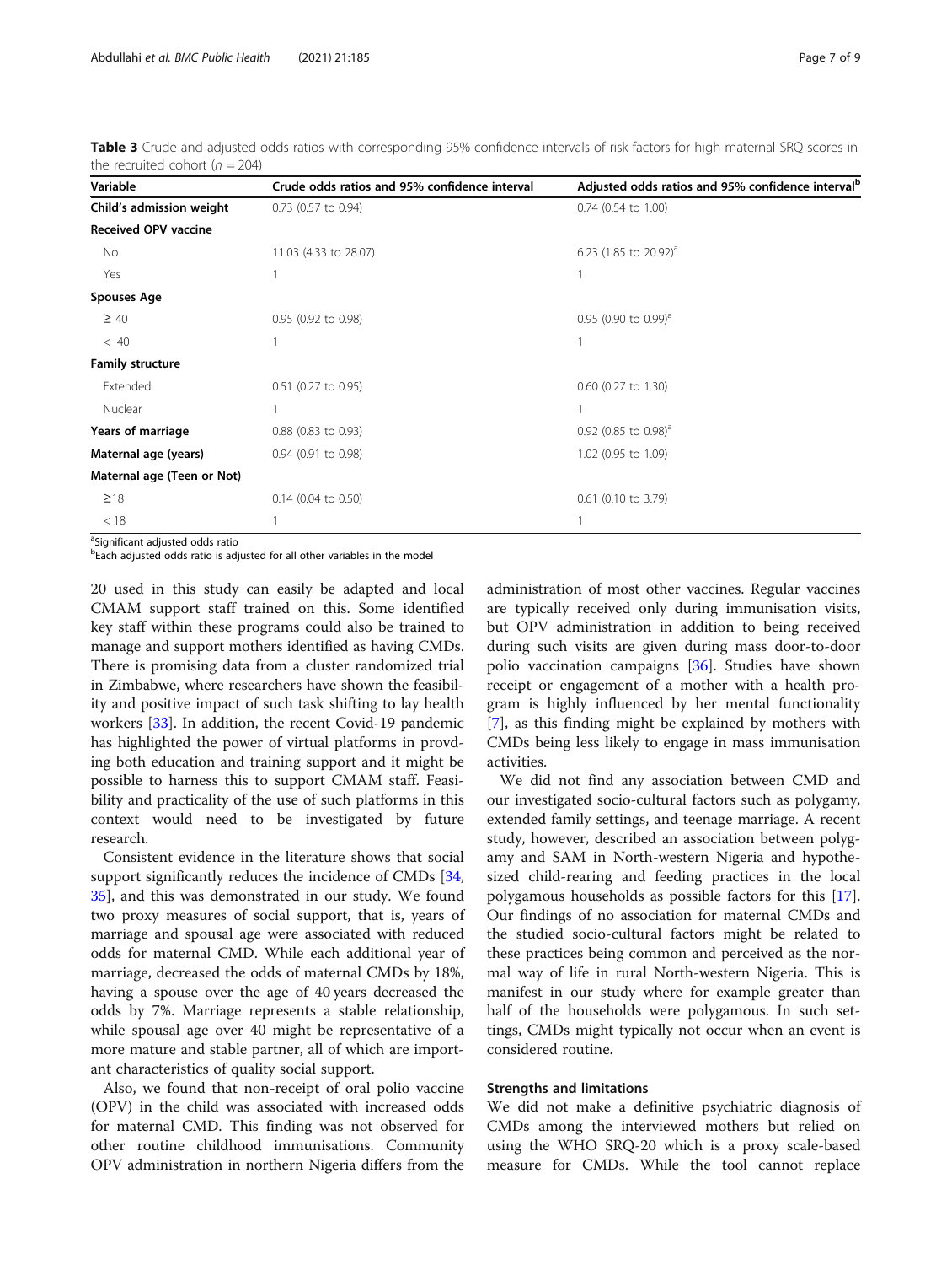**Table 3** Crude and adjusted odds ratios with corresponding 95% confidence intervals of risk factors for high maternal SRQ scores in the recruited cohort ($n = 204$)

| Variable | Crude odds ratios and 95% confidence interval | Adjusted odds ratios and 95% confidence interval[b] |
|---|---|---|
| **Child's admission weight** | 0.73 (0.57 to 0.94) | 0.74 (0.54 to 1.00) |
| **Received OPV vaccine** | | |
| No | 11.03 (4.33 to 28.07) | 6.23 (1.85 to 20.92)[a] |
| Yes | 1 | 1 |
| **Spouses Age** | | |
| ≥ 40 | 0.95 (0.92 to 0.98) | 0.95 (0.90 to 0.99)[a] |
| < 40 | 1 | 1 |
| **Family structure** | | |
| Extended | 0.51 (0.27 to 0.95) | 0.60 (0.27 to 1.30) |
| Nuclear | 1 | 1 |
| **Years of marriage** | 0.88 (0.83 to 0.93) | 0.92 (0.85 to 0.98)[a] |
| **Maternal age (years)** | 0.94 (0.91 to 0.98) | 1.02 (0.95 to 1.09) |
| **Maternal age (Teen or Not)** | | |
| ≥18 | 0.14 (0.04 to 0.50) | 0.61 (0.10 to 3.79) |
| < 18 | 1 | 1 |

[a]Significant adjusted odds ratio
[b]Each adjusted odds ratio is adjusted for all other variables in the model

20 used in this study can easily be adapted and local CMAM support staff trained on this. Some identified key staff within these programs could also be trained to manage and support mothers identified as having CMDs. There is promising data from a cluster randomized trial in Zimbabwe, where researchers have shown the feasibility and positive impact of such task shifting to lay health workers [33]. In addition, the recent Covid-19 pandemic has highlighted the power of virtual platforms in provding both education and training support and it might be possible to harness this to support CMAM staff. Feasibility and practicality of the use of such platforms in this context would need to be investigated by future research.

Consistent evidence in the literature shows that social support significantly reduces the incidence of CMDs [34, 35], and this was demonstrated in our study. We found two proxy measures of social support, that is, years of marriage and spousal age were associated with reduced odds for maternal CMD. While each additional year of marriage, decreased the odds of maternal CMDs by 18%, having a spouse over the age of 40 years decreased the odds by 7%. Marriage represents a stable relationship, while spousal age over 40 might be representative of a more mature and stable partner, all of which are important characteristics of quality social support.

Also, we found that non-receipt of oral polio vaccine (OPV) in the child was associated with increased odds for maternal CMD. This finding was not observed for other routine childhood immunisations. Community OPV administration in northern Nigeria differs from the administration of most other vaccines. Regular vaccines are typically received only during immunisation visits, but OPV administration in addition to being received during such visits are given during mass door-to-door polio vaccination campaigns [36]. Studies have shown receipt or engagement of a mother with a health program is highly influenced by her mental functionality [7], as this finding might be explained by mothers with CMDs being less likely to engage in mass immunisation activities.

We did not find any association between CMD and our investigated socio-cultural factors such as polygamy, extended family settings, and teenage marriage. A recent study, however, described an association between polygamy and SAM in North-western Nigeria and hypothesized child-rearing and feeding practices in the local polygamous households as possible factors for this [17]. Our findings of no association for maternal CMDs and the studied socio-cultural factors might be related to these practices being common and perceived as the normal way of life in rural North-western Nigeria. This is manifest in our study where for example greater than half of the households were polygamous. In such settings, CMDs might typically not occur when an event is considered routine.

### Strengths and limitations

We did not make a definitive psychiatric diagnosis of CMDs among the interviewed mothers but relied on using the WHO SRQ-20 which is a proxy scale-based measure for CMDs. While the tool cannot replace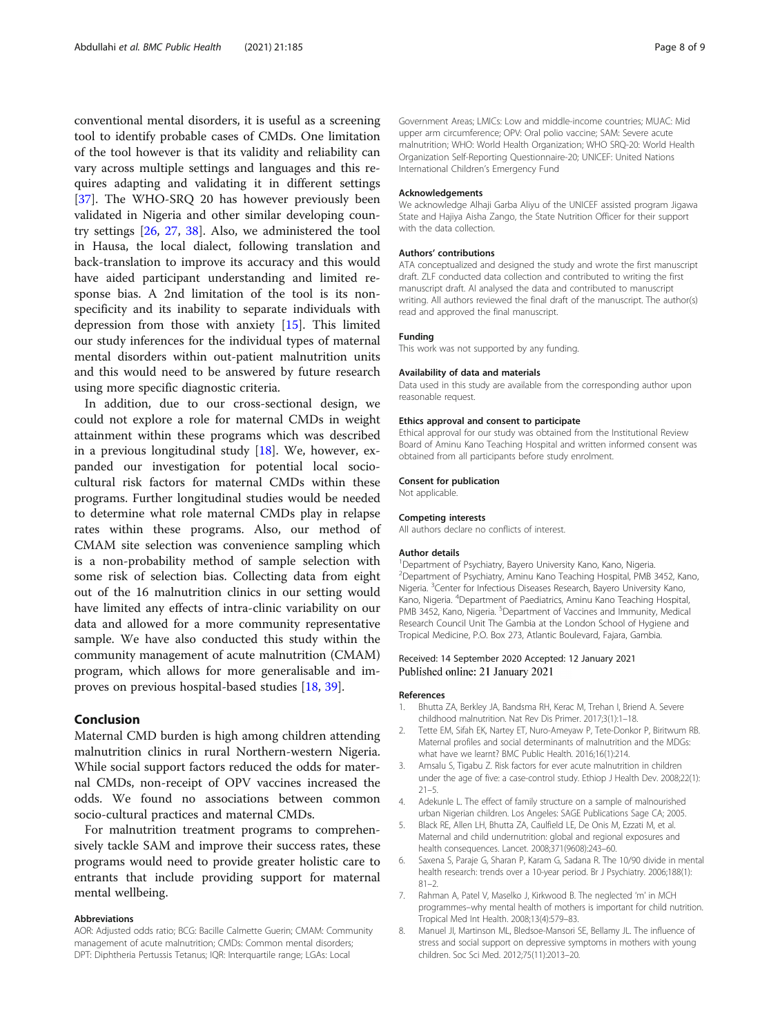conventional mental disorders, it is useful as a screening tool to identify probable cases of CMDs. One limitation of the tool however is that its validity and reliability can vary across multiple settings and languages and this requires adapting and validating it in different settings [37]. The WHO-SRQ 20 has however previously been validated in Nigeria and other similar developing country settings [26, 27, 38]. Also, we administered the tool in Hausa, the local dialect, following translation and back-translation to improve its accuracy and this would have aided participant understanding and limited response bias. A 2nd limitation of the tool is its non-specificity and its inability to separate individuals with depression from those with anxiety [15]. This limited our study inferences for the individual types of maternal mental disorders within out-patient malnutrition units and this would need to be answered by future research using more specific diagnostic criteria.

In addition, due to our cross-sectional design, we could not explore a role for maternal CMDs in weight attainment within these programs which was described in a previous longitudinal study [18]. We, however, expanded our investigation for potential local socio-cultural risk factors for maternal CMDs within these programs. Further longitudinal studies would be needed to determine what role maternal CMDs play in relapse rates within these programs. Also, our method of CMAM site selection was convenience sampling which is a non-probability method of sample selection with some risk of selection bias. Collecting data from eight out of the 16 malnutrition clinics in our setting would have limited any effects of intra-clinic variability on our data and allowed for a more community representative sample. We have also conducted this study within the community management of acute malnutrition (CMAM) program, which allows for more generalisable and improves on previous hospital-based studies [18, 39].

## Conclusion

Maternal CMD burden is high among children attending malnutrition clinics in rural Northern-western Nigeria. While social support factors reduced the odds for maternal CMDs, non-receipt of OPV vaccines increased the odds. We found no associations between common socio-cultural practices and maternal CMDs.

For malnutrition treatment programs to comprehensively tackle SAM and improve their success rates, these programs would need to provide greater holistic care to entrants that include providing support for maternal mental wellbeing.

### Abbreviations

AOR: Adjusted odds ratio; BCG: Bacille Calmette Guerin; CMAM: Community management of acute malnutrition; CMDs: Common mental disorders; DPT: Diphtheria Pertussis Tetanus; IQR: Interquartile range; LGAs: Local Government Areas; LMICs: Low and middle-income countries; MUAC: Mid upper arm circumference; OPV: Oral polio vaccine; SAM: Severe acute malnutrition; WHO: World Health Organization; WHO SRQ-20: World Health Organization Self-Reporting Questionnaire-20; UNICEF: United Nations International Children's Emergency Fund

### Acknowledgements

We acknowledge Alhaji Garba Aliyu of the UNICEF assisted program Jigawa State and Hajiya Aisha Zango, the State Nutrition Officer for their support with the data collection.

### Authors' contributions

ATA conceptualized and designed the study and wrote the first manuscript draft. ZLF conducted data collection and contributed to writing the first manuscript draft. AI analysed the data and contributed to manuscript writing. All authors reviewed the final draft of the manuscript. The author(s) read and approved the final manuscript.

### Funding

This work was not supported by any funding.

### Availability of data and materials

Data used in this study are available from the corresponding author upon reasonable request.

### Ethics approval and consent to participate

Ethical approval for our study was obtained from the Institutional Review Board of Aminu Kano Teaching Hospital and written informed consent was obtained from all participants before study enrolment.

### Consent for publication

Not applicable.

### Competing interests

All authors declare no conflicts of interest.

### Author details

[1]Department of Psychiatry, Bayero University Kano, Kano, Nigeria. [2]Department of Psychiatry, Aminu Kano Teaching Hospital, PMB 3452, Kano, Nigeria. [3]Center for Infectious Diseases Research, Bayero University Kano, Kano, Nigeria. [4]Department of Paediatrics, Aminu Kano Teaching Hospital, PMB 3452, Kano, Nigeria. [5]Department of Vaccines and Immunity, Medical Research Council Unit The Gambia at the London School of Hygiene and Tropical Medicine, P.O. Box 273, Atlantic Boulevard, Fajara, Gambia.

Received: 14 September 2020 Accepted: 12 January 2021
Published online: 21 January 2021

### References

1. Bhutta ZA, Berkley JA, Bandsma RH, Kerac M, Trehan I, Briend A. Severe childhood malnutrition. Nat Rev Dis Primer. 2017;3(1):1–18.
2. Tette EM, Sifah EK, Nartey ET, Nuro-Ameyaw P, Tete-Donkor P, Biritwum RB. Maternal profiles and social determinants of malnutrition and the MDGs: what have we learnt? BMC Public Health. 2016;16(1):214.
3. Amsalu S, Tigabu Z. Risk factors for ever acute malnutrition in children under the age of five: a case-control study. Ethiop J Health Dev. 2008;22(1):21–5.
4. Adekunle L. The effect of family structure on a sample of malnourished urban Nigerian children. Los Angeles: SAGE Publications Sage CA; 2005.
5. Black RE, Allen LH, Bhutta ZA, Caulfield LE, De Onis M, Ezzati M, et al. Maternal and child undernutrition: global and regional exposures and health consequences. Lancet. 2008;371(9608):243–60.
6. Saxena S, Paraje G, Sharan P, Karam G, Sadana R. The 10/90 divide in mental health research: trends over a 10-year period. Br J Psychiatry. 2006;188(1):81–2.
7. Rahman A, Patel V, Maselko J, Kirkwood B. The neglected 'm' in MCH programmes–why mental health of mothers is important for child nutrition. Tropical Med Int Health. 2008;13(4):579–83.
8. Manuel JI, Martinson ML, Bledsoe-Mansori SE, Bellamy JL. The influence of stress and social support on depressive symptoms in mothers with young children. Soc Sci Med. 2012;75(11):2013–20.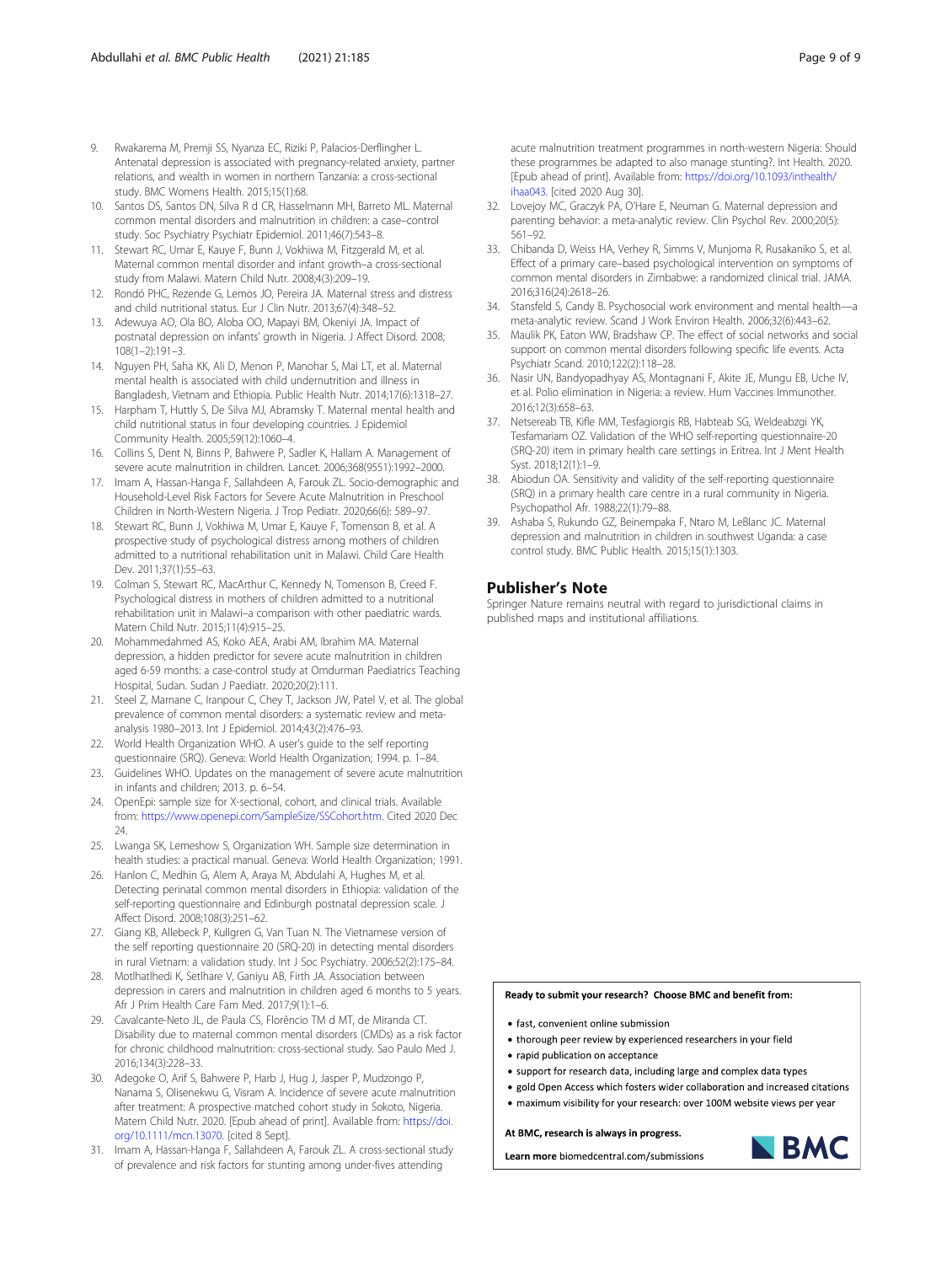9. Rwakarema M, Premji SS, Nyanza EC, Riziki P, Palacios-Derflingher L. Antenatal depression is associated with pregnancy-related anxiety, partner relations, and wealth in women in northern Tanzania: a cross-sectional study. BMC Womens Health. 2015;15(1):68.
10. Santos DS, Santos DN, Silva R d CR, Hasselmann MH, Barreto ML. Maternal common mental disorders and malnutrition in children: a case–control study. Soc Psychiatry Psychiatr Epidemiol. 2011;46(7):543–8.
11. Stewart RC, Umar E, Kauye F, Bunn J, Vokhiwa M, Fitzgerald M, et al. Maternal common mental disorder and infant growth–a cross-sectional study from Malawi. Matern Child Nutr. 2008;4(3):209–19.
12. Rondó PHC, Rezende G, Lemos JO, Pereira JA. Maternal stress and distress and child nutritional status. Eur J Clin Nutr. 2013;67(4):348–52.
13. Adewuya AO, Ola BO, Aloba OO, Mapayi BM, Okeniyi JA. Impact of postnatal depression on infants' growth in Nigeria. J Affect Disord. 2008;108(1–2):191–3.
14. Nguyen PH, Saha KK, Ali D, Menon P, Manohar S, Mai LT, et al. Maternal mental health is associated with child undernutrition and illness in Bangladesh, Vietnam and Ethiopia. Public Health Nutr. 2014;17(6):1318–27.
15. Harpham T, Huttly S, De Silva MJ, Abramsky T. Maternal mental health and child nutritional status in four developing countries. J Epidemiol Community Health. 2005;59(12):1060–4.
16. Collins S, Dent N, Binns P, Bahwere P, Sadler K, Hallam A. Management of severe acute malnutrition in children. Lancet. 2006;368(9551):1992–2000.
17. Imam A, Hassan-Hanga F, Sallahdeen A, Farouk ZL. Socio-demographic and Household-Level Risk Factors for Severe Acute Malnutrition in Preschool Children in North-Western Nigeria. J Trop Pediatr. 2020;66(6): 589–97.
18. Stewart RC, Bunn J, Vokhiwa M, Umar E, Kauye F, Tomenson B, et al. A prospective study of psychological distress among mothers of children admitted to a nutritional rehabilitation unit in Malawi. Child Care Health Dev. 2011;37(1):55–63.
19. Colman S, Stewart RC, MacArthur C, Kennedy N, Tomenson B, Creed F. Psychological distress in mothers of children admitted to a nutritional rehabilitation unit in Malawi–a comparison with other paediatric wards. Matern Child Nutr. 2015;11(4):915–25.
20. Mohammedahmed AS, Koko AEA, Arabi AM, Ibrahim MA. Maternal depression, a hidden predictor for severe acute malnutrition in children aged 6-59 months: a case-control study at Omdurman Paediatrics Teaching Hospital, Sudan. Sudan J Paediatr. 2020;20(2):111.
21. Steel Z, Marnane C, Iranpour C, Chey T, Jackson JW, Patel V, et al. The global prevalence of common mental disorders: a systematic review and meta-analysis 1980–2013. Int J Epidemiol. 2014;43(2):476–93.
22. World Health Organization WHO. A user's guide to the self reporting questionnaire (SRQ). Geneva: World Health Organization; 1994. p. 1–84.
23. Guidelines WHO. Updates on the management of severe acute malnutrition in infants and children; 2013. p. 6–54.
24. OpenEpi: sample size for X-sectional, cohort, and clinical trials. Available from: https://www.openepi.com/SampleSize/SSCohort.htm. Cited 2020 Dec 24.
25. Lwanga SK, Lemeshow S, Organization WH. Sample size determination in health studies: a practical manual. Geneva: World Health Organization; 1991.
26. Hanlon C, Medhin G, Alem A, Araya M, Abdulahi A, Hughes M, et al. Detecting perinatal common mental disorders in Ethiopia: validation of the self-reporting questionnaire and Edinburgh postnatal depression scale. J Affect Disord. 2008;108(3):251–62.
27. Giang KB, Allebeck P, Kullgren G, Van Tuan N. The Vietnamese version of the self reporting questionnaire 20 (SRQ-20) in detecting mental disorders in rural Vietnam: a validation study. Int J Soc Psychiatry. 2006;52(2):175–84.
28. Motlhatlhedi K, Setlhare V, Ganiyu AB, Firth JA. Association between depression in carers and malnutrition in children aged 6 months to 5 years. Afr J Prim Health Care Fam Med. 2017;9(1):1–6.
29. Cavalcante-Neto JL, de Paula CS, Florêncio TM d MT, de Miranda CT. Disability due to maternal common mental disorders (CMDs) as a risk factor for chronic childhood malnutrition: cross-sectional study. Sao Paulo Med J. 2016;134(3):228–33.
30. Adegoke O, Arif S, Bahwere P, Harb J, Hug J, Jasper P, Mudzongo P, Nanama S, Olisenekwu G, Visram A. Incidence of severe acute malnutrition after treatment: A prospective matched cohort study in Sokoto, Nigeria. Matern Child Nutr. 2020. [Epub ahead of print]. Available from: https://doi.org/10.1111/mcn.13070. [cited 8 Sept].
31. Imam A, Hassan-Hanga F, Sallahdeen A, Farouk ZL. A cross-sectional study of prevalence and risk factors for stunting among under-fives attending acute malnutrition treatment programmes in north-western Nigeria: Should these programmes be adapted to also manage stunting?. Int Health. 2020. [Epub ahead of print]. Available from: https://doi.org/10.1093/inthealth/ihaa043. [cited 2020 Aug 30].
32. Lovejoy MC, Graczyk PA, O'Hare E, Neuman G. Maternal depression and parenting behavior: a meta-analytic review. Clin Psychol Rev. 2000;20(5): 561–92.
33. Chibanda D, Weiss HA, Verhey R, Simms V, Munjoma R, Rusakaniko S, et al. Effect of a primary care–based psychological intervention on symptoms of common mental disorders in Zimbabwe: a randomized clinical trial. JAMA. 2016;316(24):2618–26.
34. Stansfeld S, Candy B. Psychosocial work environment and mental health—a meta-analytic review. Scand J Work Environ Health. 2006;32(6):443–62.
35. Maulik PK, Eaton WW, Bradshaw CP. The effect of social networks and social support on common mental disorders following specific life events. Acta Psychiatr Scand. 2010;122(2):118–28.
36. Nasir UN, Bandyopadhyay AS, Montagnani F, Akite JE, Mungu EB, Uche IV, et al. Polio elimination in Nigeria: a review. Hum Vaccines Immunother. 2016;12(3):658–63.
37. Netsereab TB, Kifle MM, Tesfagiorgis RB, Habteab SG, Weldeabzgi YK, Tesfamariam OZ. Validation of the WHO self-reporting questionnaire-20 (SRQ-20) item in primary health care settings in Eritrea. Int J Ment Health Syst. 2018;12(1):1–9.
38. Abiodun OA. Sensitivity and validity of the self-reporting questionnaire (SRQ) in a primary health care centre in a rural community in Nigeria. Psychopathol Afr. 1988;22(1):79–88.
39. Ashaba S, Rukundo GZ, Beinempaka F, Ntaro M, LeBlanc JC. Maternal depression and malnutrition in children in southwest Uganda: a case control study. BMC Public Health. 2015;15(1):1303.

## Publisher's Note

Springer Nature remains neutral with regard to jurisdictional claims in published maps and institutional affiliations.

**Ready to submit your research? Choose BMC and benefit from:**

- fast, convenient online submission
- thorough peer review by experienced researchers in your field
- rapid publication on acceptance
- support for research data, including large and complex data types
- gold Open Access which fosters wider collaboration and increased citations
- maximum visibility for your research: over 100M website views per year

**At BMC, research is always in progress.**

**Learn more** biomedcentral.com/submissions

BMC